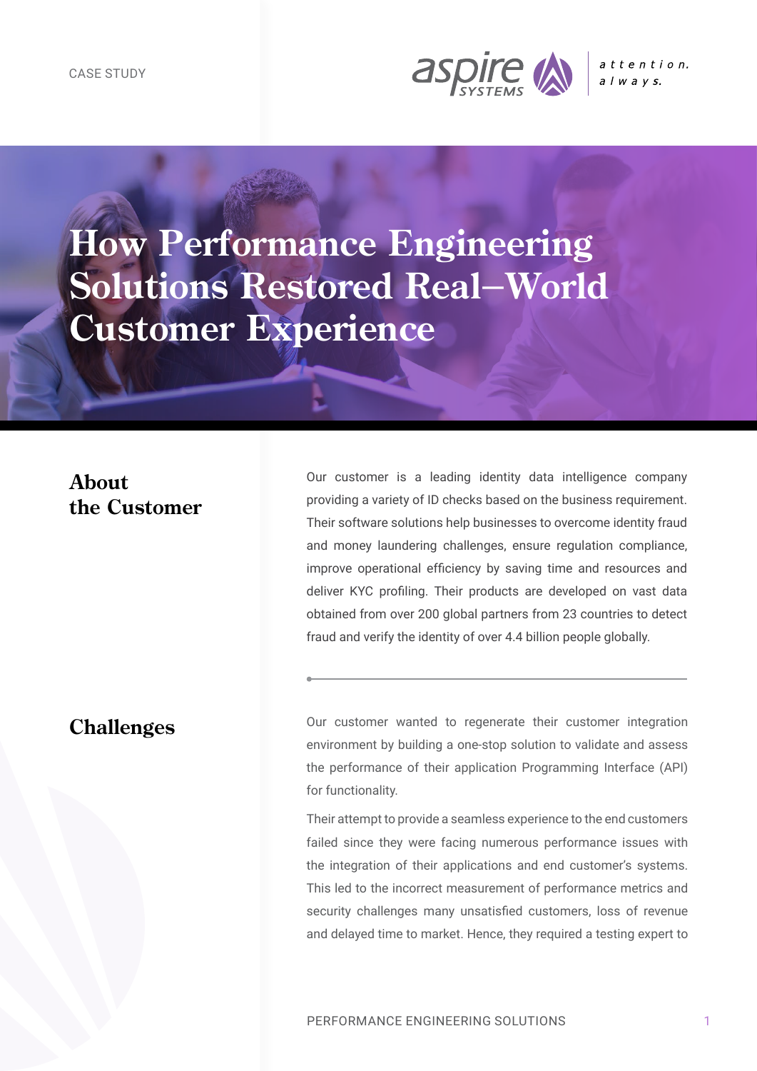CASE STUDY

# How Performance Engineering Solutions Restored Real–World Customer Experience

## About the Customer

Our customer is a leading identity data intelligence company providing a variety of ID checks based on the business requirement. Their software solutions help businesses to overcome identity fraud and money laundering challenges, ensure regulation compliance, improve operational efficiency by saving time and resources and deliver KYC profiling. Their products are developed on vast data obtained from over 200 global partners from 23 countries to detect fraud and verify the identity of over 4.4 billion people globally.

## Challenges

Our customer wanted to regenerate their customer integration environment by building a one-stop solution to validate and assess the performance of their application Programming Interface (API) for functionality.

Their attempt to provide a seamless experience to the end customers failed since they were facing numerous performance issues with the integration of their applications and end customer's systems. This led to the incorrect measurement of performance metrics and security challenges many unsatisfied customers, loss of revenue and delayed time to market. Hence, they required a testing expert to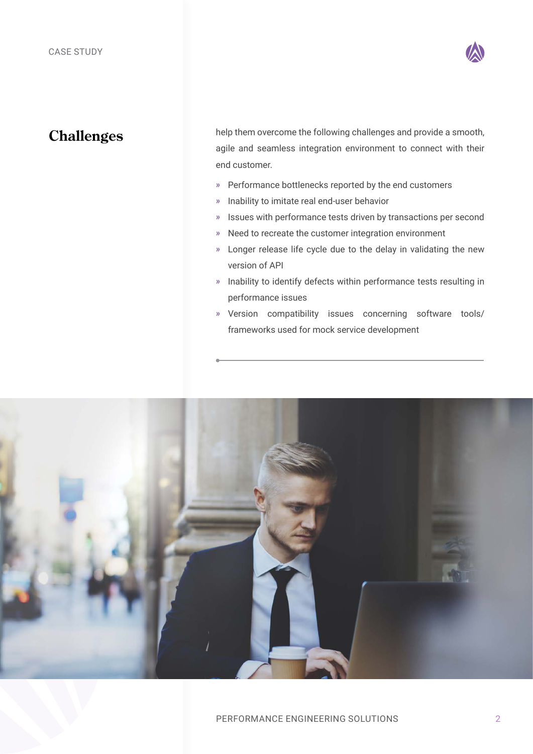## Challenges

help them overcome the following challenges and provide a smooth, agile and seamless integration environment to connect with their end customer.

- Performance bottlenecks reported by the end customers
- Inability to imitate real end-user behavior
- Issues with performance tests driven by transactions per second
- Need to recreate the customer integration environment
- Longer release life cycle due to the delay in validating the new version of API
- Inability to identify defects within performance tests resulting in performance issues
- Version compatibility issues concerning software tools/frameworks used for mock service development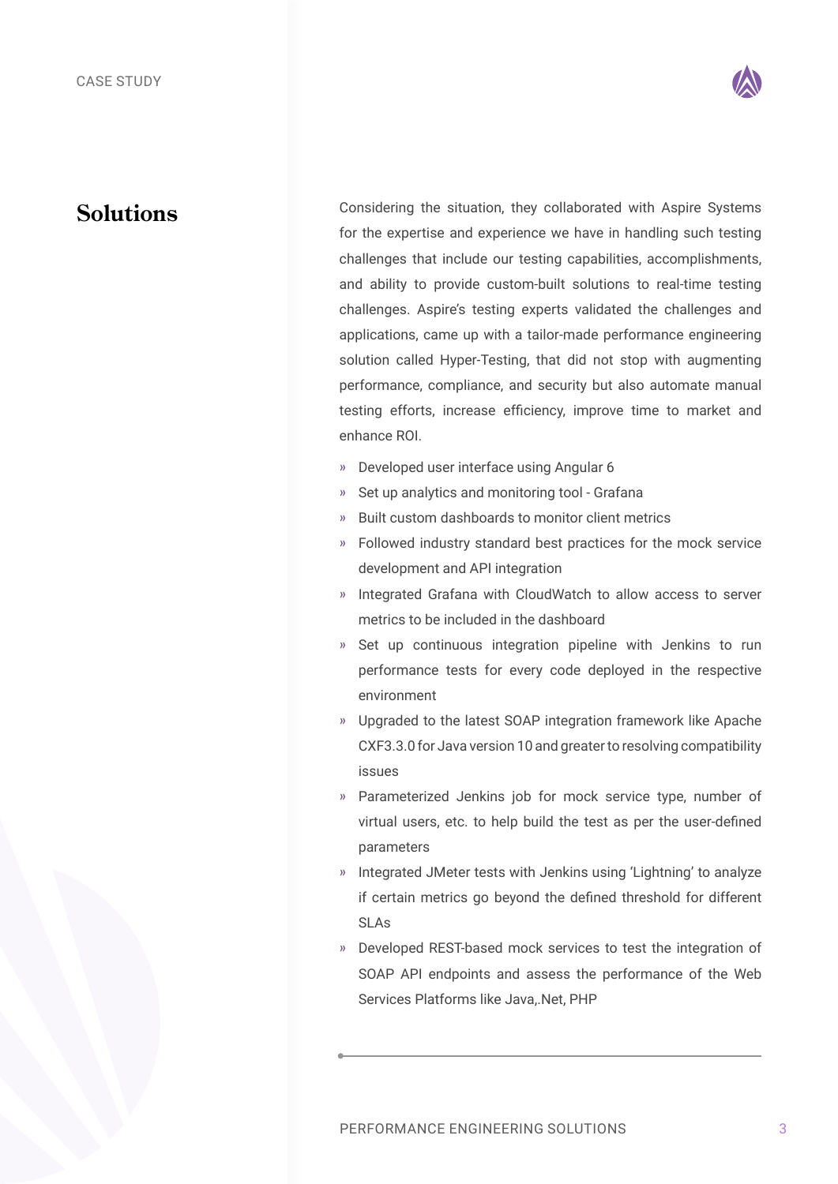## Solutions

Considering the situation, they collaborated with Aspire Systems for the expertise and experience we have in handling such testing challenges that include our testing capabilities, accomplishments, and ability to provide custom-built solutions to real-time testing challenges. Aspire's testing experts validated the challenges and applications, came up with a tailor-made performance engineering solution called Hyper-Testing, that did not stop with augmenting performance, compliance, and security but also automate manual testing efforts, increase efficiency, improve time to market and enhance ROI.

- Developed user interface using Angular 6
- Set up analytics and monitoring tool - Grafana
- Built custom dashboards to monitor client metrics
- Followed industry standard best practices for the mock service development and API integration
- Integrated Grafana with CloudWatch to allow access to server metrics to be included in the dashboard
- Set up continuous integration pipeline with Jenkins to run performance tests for every code deployed in the respective environment
- Upgraded to the latest SOAP integration framework like Apache CXF3.3.0 for Java version 10 and greater to resolving compatibility issues
- Parameterized Jenkins job for mock service type, number of virtual users, etc. to help build the test as per the user-defined parameters
- Integrated JMeter tests with Jenkins using 'Lightning' to analyze if certain metrics go beyond the defined threshold for different SLAs
- Developed REST-based mock services to test the integration of SOAP API endpoints and assess the performance of the Web Services Platforms like Java,.Net, PHP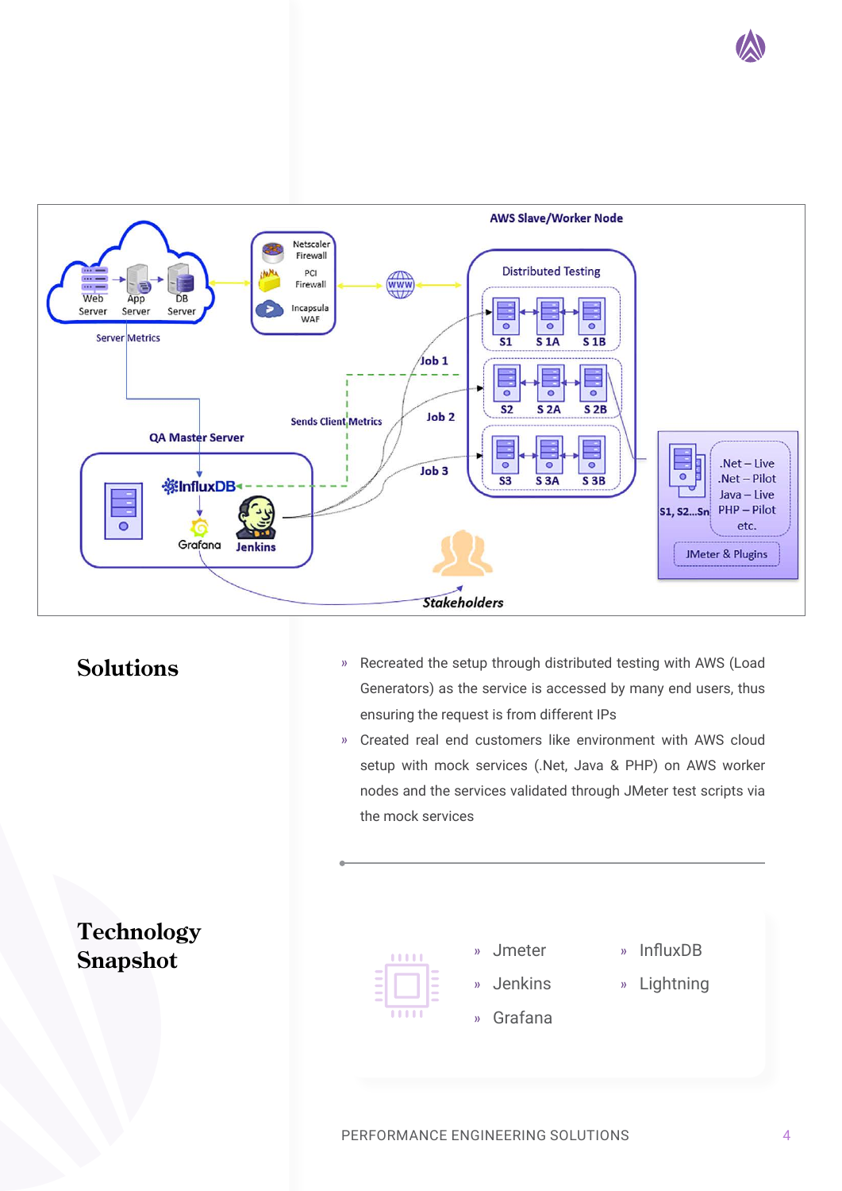## Solutions

- Recreated the setup through distributed testing with AWS (Load Generators) as the service is accessed by many end users, thus ensuring the request is from different IPs
- Created real end customers like environment with AWS cloud setup with mock services (.Net, Java & PHP) on AWS worker nodes and the services validated through JMeter test scripts via the mock services

## Technology Snapshot

- Jmeter
- Jenkins
- Grafana
- InfluxDB
- Lightning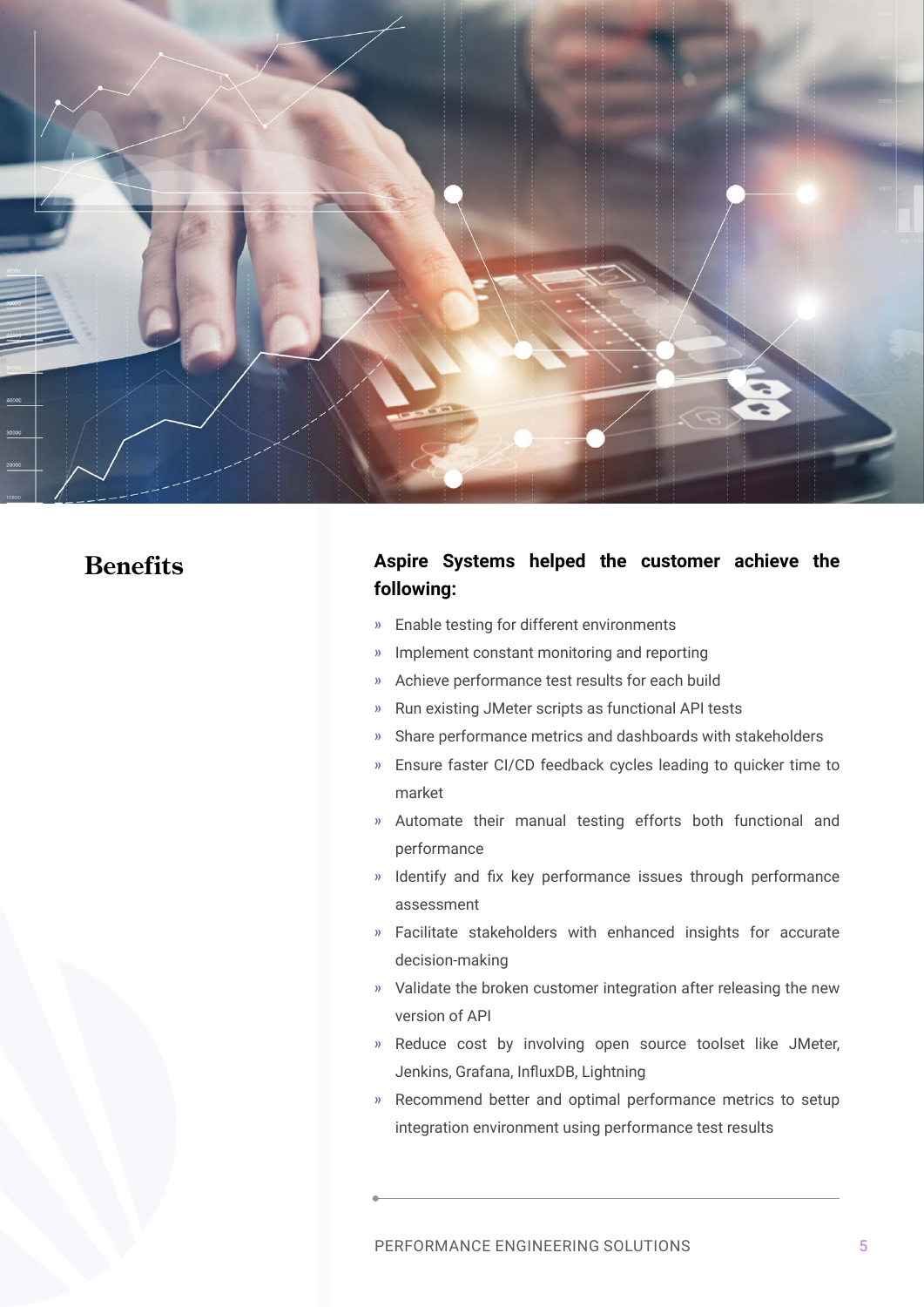## Benefits

**Aspire Systems helped the customer achieve the following:**

- Enable testing for different environments
- Implement constant monitoring and reporting
- Achieve performance test results for each build
- Run existing JMeter scripts as functional API tests
- Share performance metrics and dashboards with stakeholders
- Ensure faster CI/CD feedback cycles leading to quicker time to market
- Automate their manual testing efforts both functional and performance
- Identify and fix key performance issues through performance assessment
- Facilitate stakeholders with enhanced insights for accurate decision-making
- Validate the broken customer integration after releasing the new version of API
- Reduce cost by involving open source toolset like JMeter, Jenkins, Grafana, InfluxDB, Lightning
- Recommend better and optimal performance metrics to setup integration environment using performance test results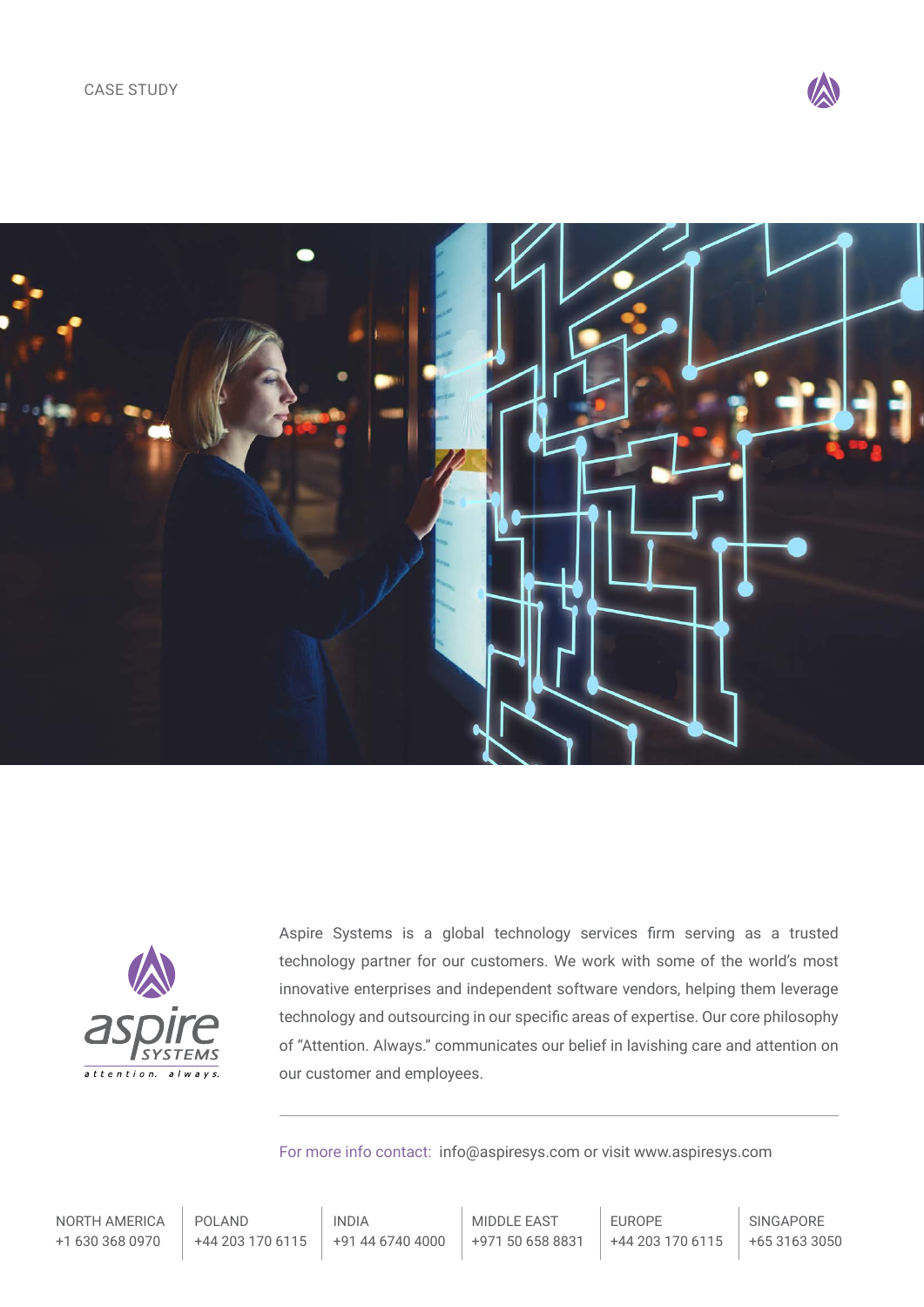CASE STUDY

Aspire Systems is a global technology services firm serving as a trusted technology partner for our customers. We work with some of the world's most innovative enterprises and independent software vendors, helping them leverage technology and outsourcing in our specific areas of expertise. Our core philosophy of "Attention. Always." communicates our belief in lavishing care and attention on our customer and employees.

---

For more info contact: info@aspiresys.com or visit www.aspiresys.com

| NORTH AMERICA | POLAND | INDIA | MIDDLE EAST | EUROPE | SINGAPORE |
|---|---|---|---|---|---|
| +1 630 368 0970 | +44 203 170 6115 | +91 44 6740 4000 | +971 50 658 8831 | +44 203 170 6115 | +65 3163 3050 |